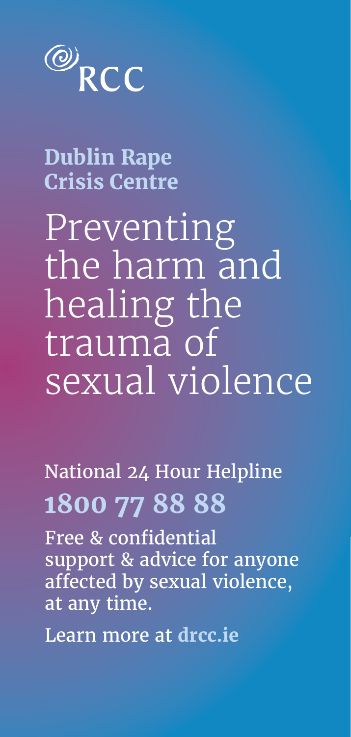RCC

**Dublin Rape Crisis Centre**

# Preventing the harm and healing the trauma of sexual violence

National 24 Hour Helpline

**1800 77 88 88**

Free & confidential support & advice for anyone affected by sexual violence, at any time.

Learn more at **drcc.ie**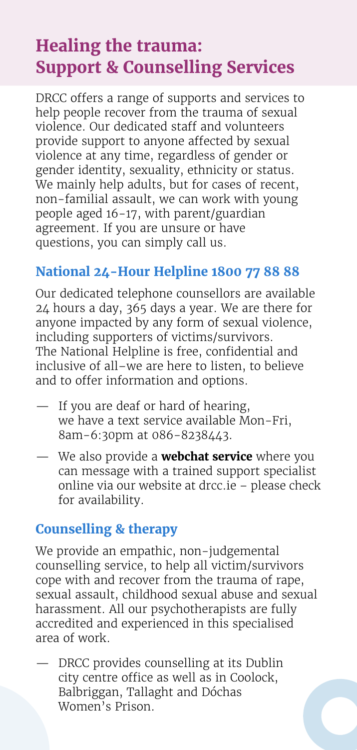# Healing the trauma: Support & Counselling Services

DRCC offers a range of supports and services to help people recover from the trauma of sexual violence. Our dedicated staff and volunteers provide support to anyone affected by sexual violence at any time, regardless of gender or gender identity, sexuality, ethnicity or status. We mainly help adults, but for cases of recent, non-familial assault, we can work with young people aged 16-17, with parent/guardian agreement. If you are unsure or have questions, you can simply call us.

## National 24-Hour Helpline 1800 77 88 88

Our dedicated telephone counsellors are available 24 hours a day, 365 days a year. We are there for anyone impacted by any form of sexual violence, including supporters of victims/survivors. The National Helpline is free, confidential and inclusive of all–we are here to listen, to believe and to offer information and options.

- If you are deaf or hard of hearing, we have a text service available Mon-Fri, 8am-6:30pm at 086-8238443.
- We also provide a **webchat service** where you can message with a trained support specialist online via our website at drcc.ie – please check for availability.

## Counselling & therapy

We provide an empathic, non-judgemental counselling service, to help all victim/survivors cope with and recover from the trauma of rape, sexual assault, childhood sexual abuse and sexual harassment. All our psychotherapists are fully accredited and experienced in this specialised area of work.

- DRCC provides counselling at its Dublin city centre office as well as in Coolock, Balbriggan, Tallaght and Dóchas Women's Prison.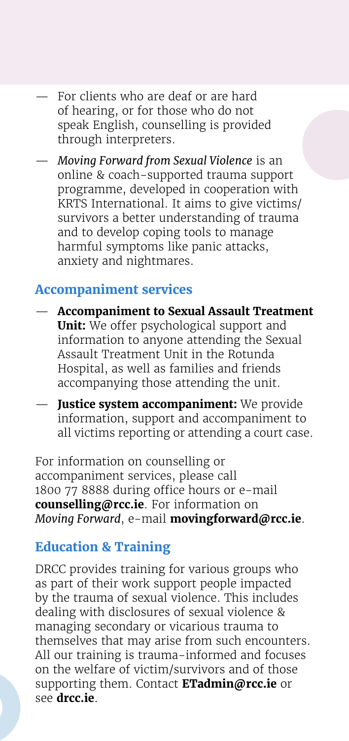- For clients who are deaf or are hard of hearing, or for those who do not speak English, counselling is provided through interpreters.
- *Moving Forward from Sexual Violence* is an online & coach-supported trauma support programme, developed in cooperation with KRTS International. It aims to give victims/survivors a better understanding of trauma and to develop coping tools to manage harmful symptoms like panic attacks, anxiety and nightmares.

## Accompaniment services

- **Accompaniment to Sexual Assault Treatment Unit:** We offer psychological support and information to anyone attending the Sexual Assault Treatment Unit in the Rotunda Hospital, as well as families and friends accompanying those attending the unit.
- **Justice system accompaniment:** We provide information, support and accompaniment to all victims reporting or attending a court case.

For information on counselling or accompaniment services, please call 1800 77 8888 during office hours or e-mail **counselling@rcc.ie**. For information on *Moving Forward*, e-mail **movingforward@rcc.ie**.

## Education & Training

DRCC provides training for various groups who as part of their work support people impacted by the trauma of sexual violence. This includes dealing with disclosures of sexual violence & managing secondary or vicarious trauma to themselves that may arise from such encounters. All our training is trauma-informed and focuses on the welfare of victim/survivors and of those supporting them. Contact **ETadmin@rcc.ie** or see **drcc.ie**.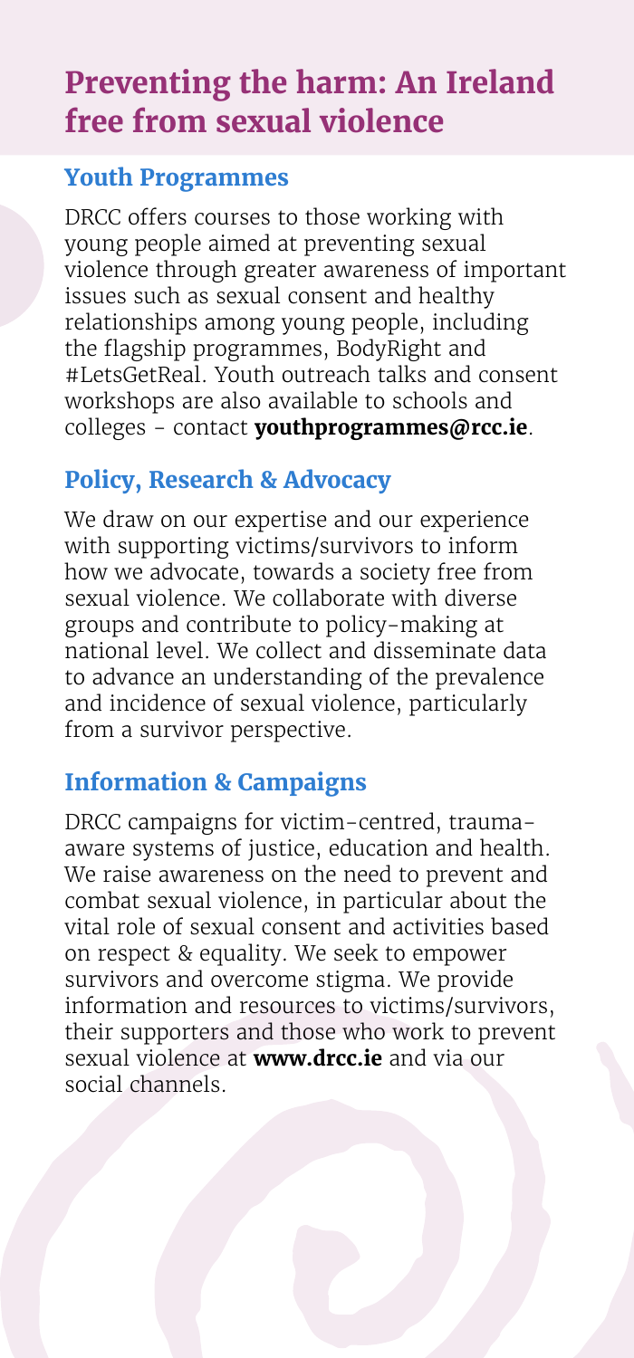# Preventing the harm: An Ireland free from sexual violence

## Youth Programmes

DRCC offers courses to those working with young people aimed at preventing sexual violence through greater awareness of important issues such as sexual consent and healthy relationships among young people, including the flagship programmes, BodyRight and #LetsGetReal. Youth outreach talks and consent workshops are also available to schools and colleges - contact **youthprogrammes@rcc.ie**.

## Policy, Research & Advocacy

We draw on our expertise and our experience with supporting victims/survivors to inform how we advocate, towards a society free from sexual violence. We collaborate with diverse groups and contribute to policy-making at national level. We collect and disseminate data to advance an understanding of the prevalence and incidence of sexual violence, particularly from a survivor perspective.

## Information & Campaigns

DRCC campaigns for victim-centred, trauma-aware systems of justice, education and health. We raise awareness on the need to prevent and combat sexual violence, in particular about the vital role of sexual consent and activities based on respect & equality. We seek to empower survivors and overcome stigma. We provide information and resources to victims/survivors, their supporters and those who work to prevent sexual violence at **www.drcc.ie** and via our social channels.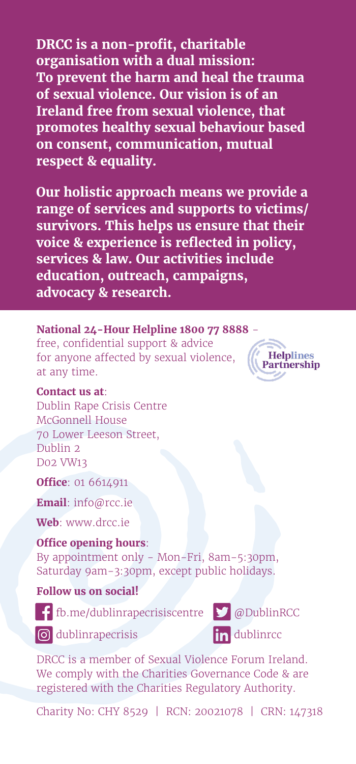**DRCC is a non-profit, charitable organisation with a dual mission: To prevent the harm and heal the trauma of sexual violence. Our vision is of an Ireland free from sexual violence, that promotes healthy sexual behaviour based on consent, communication, mutual respect & equality.**

**Our holistic approach means we provide a range of services and supports to victims/survivors. This helps us ensure that their voice & experience is reflected in policy, services & law. Our activities include education, outreach, campaigns, advocacy & research.**

**National 24-Hour Helpline 1800 77 8888** - free, confidential support & advice for anyone affected by sexual violence, at any time.

Helplines Partnership

**Contact us at**:
Dublin Rape Crisis Centre
McGonnell House
70 Lower Leeson Street,
Dublin 2
D02 VW13

**Office**: 01 6614911

**Email**: info@rcc.ie

**Web**: www.drcc.ie

**Office opening hours**:
By appointment only - Mon-Fri, 8am-5:30pm, Saturday 9am-3:30pm, except public holidays.

**Follow us on social!**

fb.me/dublinrapecrisiscentre
@DublinRCC
dublinrapecrisis
dublinrcc

DRCC is a member of Sexual Violence Forum Ireland. We comply with the Charities Governance Code & are registered with the Charities Regulatory Authority.

Charity No: CHY 8529 | RCN: 20021078 | CRN: 147318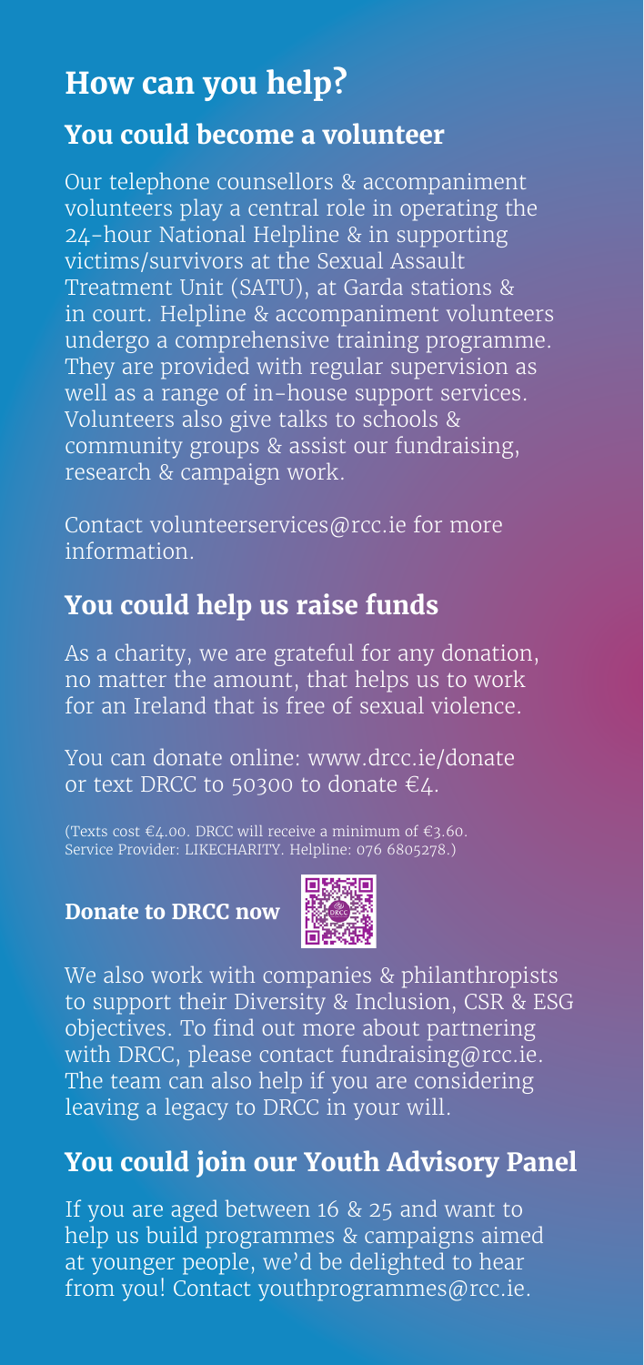# How can you help?

## You could become a volunteer

Our telephone counsellors & accompaniment volunteers play a central role in operating the 24-hour National Helpline & in supporting victims/survivors at the Sexual Assault Treatment Unit (SATU), at Garda stations & in court. Helpline & accompaniment volunteers undergo a comprehensive training programme. They are provided with regular supervision as well as a range of in-house support services. Volunteers also give talks to schools & community groups & assist our fundraising, research & campaign work.

Contact volunteerservices@rcc.ie for more information.

## You could help us raise funds

As a charity, we are grateful for any donation, no matter the amount, that helps us to work for an Ireland that is free of sexual violence.

You can donate online: www.drcc.ie/donate or text DRCC to 50300 to donate €4.

(Texts cost €4.00. DRCC will receive a minimum of €3.60. Service Provider: LIKECHARITY. Helpline: 076 6805278.)

**Donate to DRCC now**

We also work with companies & philanthropists to support their Diversity & Inclusion, CSR & ESG objectives. To find out more about partnering with DRCC, please contact fundraising@rcc.ie. The team can also help if you are considering leaving a legacy to DRCC in your will.

## You could join our Youth Advisory Panel

If you are aged between 16 & 25 and want to help us build programmes & campaigns aimed at younger people, we'd be delighted to hear from you! Contact youthprogrammes@rcc.ie.